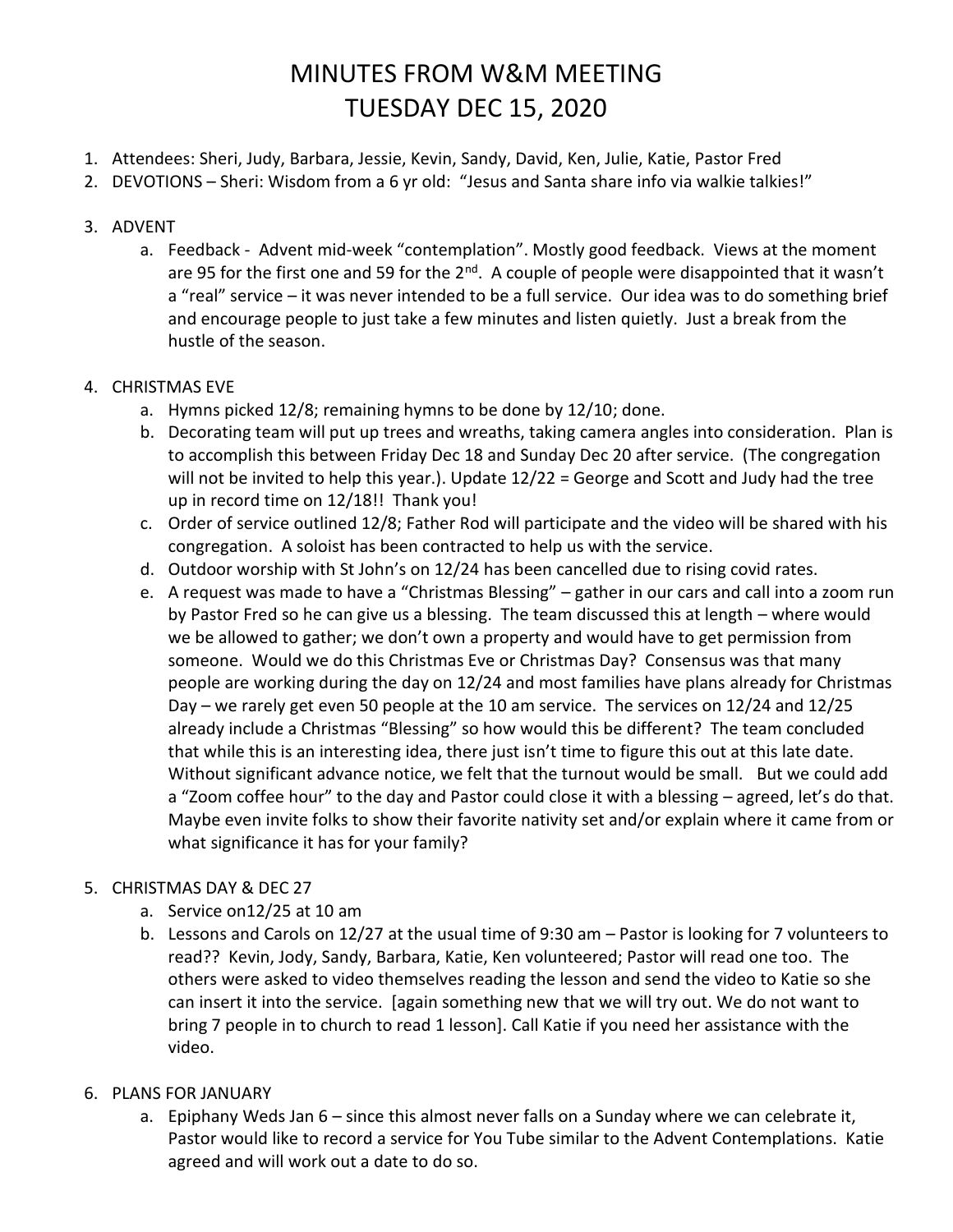# MINUTES FROM W&M MEETING
# TUESDAY DEC 15, 2020

1. Attendees: Sheri, Judy, Barbara, Jessie, Kevin, Sandy, David, Ken, Julie, Katie, Pastor Fred
2. DEVOTIONS – Sheri: Wisdom from a 6 yr old: "Jesus and Santa share info via walkie talkies!"
3. ADVENT
   a. Feedback - Advent mid-week "contemplation". Mostly good feedback. Views at the moment are 95 for the first one and 59 for the 2nd. A couple of people were disappointed that it wasn't a "real" service – it was never intended to be a full service. Our idea was to do something brief and encourage people to just take a few minutes and listen quietly. Just a break from the hustle of the season.
4. CHRISTMAS EVE
   a. Hymns picked 12/8; remaining hymns to be done by 12/10; done.
   b. Decorating team will put up trees and wreaths, taking camera angles into consideration. Plan is to accomplish this between Friday Dec 18 and Sunday Dec 20 after service. (The congregation will not be invited to help this year.). Update 12/22 = George and Scott and Judy had the tree up in record time on 12/18!! Thank you!
   c. Order of service outlined 12/8; Father Rod will participate and the video will be shared with his congregation. A soloist has been contracted to help us with the service.
   d. Outdoor worship with St John's on 12/24 has been cancelled due to rising covid rates.
   e. A request was made to have a "Christmas Blessing" – gather in our cars and call into a zoom run by Pastor Fred so he can give us a blessing. The team discussed this at length – where would we be allowed to gather; we don't own a property and would have to get permission from someone. Would we do this Christmas Eve or Christmas Day? Consensus was that many people are working during the day on 12/24 and most families have plans already for Christmas Day – we rarely get even 50 people at the 10 am service. The services on 12/24 and 12/25 already include a Christmas "Blessing" so how would this be different? The team concluded that while this is an interesting idea, there just isn't time to figure this out at this late date. Without significant advance notice, we felt that the turnout would be small. But we could add a "Zoom coffee hour" to the day and Pastor could close it with a blessing – agreed, let's do that. Maybe even invite folks to show their favorite nativity set and/or explain where it came from or what significance it has for your family?
5. CHRISTMAS DAY & DEC 27
   a. Service on12/25 at 10 am
   b. Lessons and Carols on 12/27 at the usual time of 9:30 am – Pastor is looking for 7 volunteers to read?? Kevin, Jody, Sandy, Barbara, Katie, Ken volunteered; Pastor will read one too. The others were asked to video themselves reading the lesson and send the video to Katie so she can insert it into the service. [again something new that we will try out. We do not want to bring 7 people in to church to read 1 lesson]. Call Katie if you need her assistance with the video.
6. PLANS FOR JANUARY
   a. Epiphany Weds Jan 6 – since this almost never falls on a Sunday where we can celebrate it, Pastor would like to record a service for You Tube similar to the Advent Contemplations. Katie agreed and will work out a date to do so.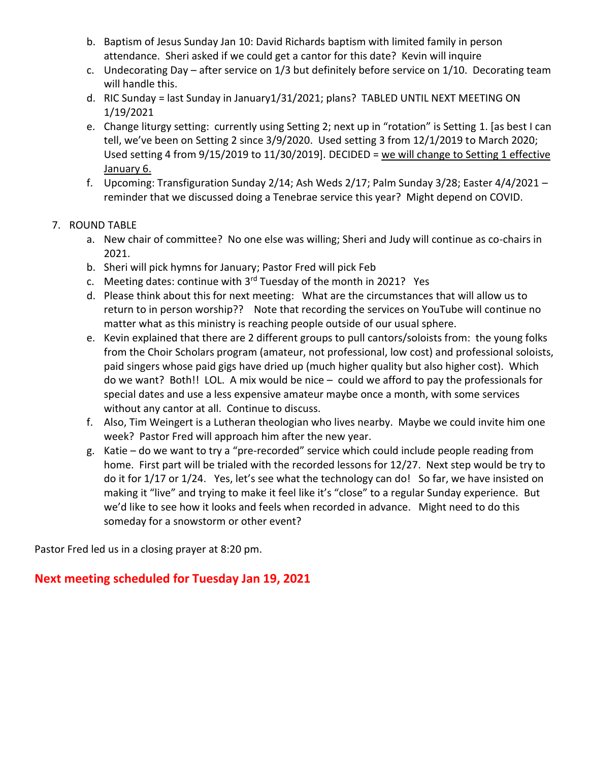b. Baptism of Jesus Sunday Jan 10: David Richards baptism with limited family in person attendance. Sheri asked if we could get a cantor for this date? Kevin will inquire
c. Undecorating Day – after service on 1/3 but definitely before service on 1/10. Decorating team will handle this.
d. RIC Sunday = last Sunday in January1/31/2021; plans? TABLED UNTIL NEXT MEETING ON 1/19/2021
e. Change liturgy setting: currently using Setting 2; next up in "rotation" is Setting 1. [as best I can tell, we've been on Setting 2 since 3/9/2020. Used setting 3 from 12/1/2019 to March 2020; Used setting 4 from 9/15/2019 to 11/30/2019]. DECIDED = <u>we will change to Setting 1 effective January 6.</u>
f. Upcoming: Transfiguration Sunday 2/14; Ash Weds 2/17; Palm Sunday 3/28; Easter 4/4/2021 – reminder that we discussed doing a Tenebrae service this year? Might depend on COVID.

7. ROUND TABLE
   a. New chair of committee? No one else was willing; Sheri and Judy will continue as co-chairs in 2021.
   b. Sheri will pick hymns for January; Pastor Fred will pick Feb
   c. Meeting dates: continue with 3rd Tuesday of the month in 2021? Yes
   d. Please think about this for next meeting: What are the circumstances that will allow us to return to in person worship?? Note that recording the services on YouTube will continue no matter what as this ministry is reaching people outside of our usual sphere.
   e. Kevin explained that there are 2 different groups to pull cantors/soloists from: the young folks from the Choir Scholars program (amateur, not professional, low cost) and professional soloists, paid singers whose paid gigs have dried up (much higher quality but also higher cost). Which do we want? Both!! LOL. A mix would be nice – could we afford to pay the professionals for special dates and use a less expensive amateur maybe once a month, with some services without any cantor at all. Continue to discuss.
   f. Also, Tim Weingert is a Lutheran theologian who lives nearby. Maybe we could invite him one week? Pastor Fred will approach him after the new year.
   g. Katie – do we want to try a "pre-recorded" service which could include people reading from home. First part will be trialed with the recorded lessons for 12/27. Next step would be try to do it for 1/17 or 1/24. Yes, let's see what the technology can do! So far, we have insisted on making it "live" and trying to make it feel like it's "close" to a regular Sunday experience. But we'd like to see how it looks and feels when recorded in advance. Might need to do this someday for a snowstorm or other event?

Pastor Fred led us in a closing prayer at 8:20 pm.

**Next meeting scheduled for Tuesday Jan 19, 2021**